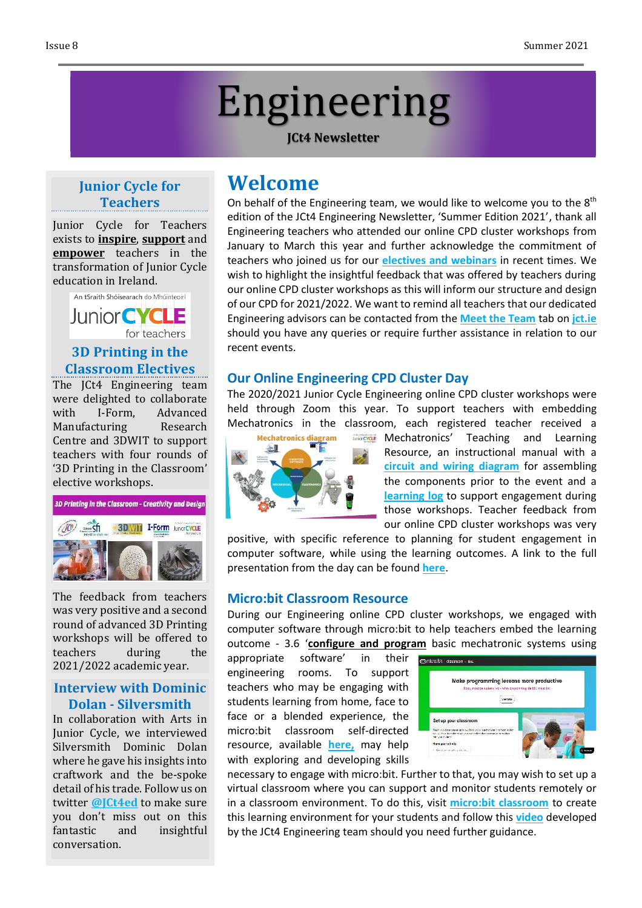# Engineering

**JCt4 Newsletter**

## Junior Cycle for Teachers

Junior Cycle for Teachers exists to **inspire**, **support** and **empower** teachers in the transformation of Junior Cycle education in Ireland.

## 3D Printing in the Classroom Electives

The JCt4 Engineering team were delighted to collaborate with I-Form, Advanced Manufacturing Research Centre and 3DWIT to support teachers with four rounds of '3D Printing in the Classroom' elective workshops.

The feedback from teachers was very positive and a second round of advanced 3D Printing workshops will be offered to teachers during the 2021/2022 academic year.

## Interview with Dominic Dolan - Silversmith

In collaboration with Arts in Junior Cycle, we interviewed Silversmith Dominic Dolan where he gave his insights into craftwork and the be-spoke detail of his trade. Follow us on twitter **@JCt4ed** to make sure you don't miss out on this fantastic and insightful conversation.

# Welcome

On behalf of the Engineering team, we would like to welcome you to the 8th edition of the JCt4 Engineering Newsletter, 'Summer Edition 2021', thank all Engineering teachers who attended our online CPD cluster workshops from January to March this year and further acknowledge the commitment of teachers who joined us for our **electives and webinars** in recent times. We wish to highlight the insightful feedback that was offered by teachers during our online CPD cluster workshops as this will inform our structure and design of our CPD for 2021/2022. We want to remind all teachers that our dedicated Engineering advisors can be contacted from the **Meet the Team** tab on **jct.ie** should you have any queries or require further assistance in relation to our recent events.

## Our Online Engineering CPD Cluster Day

The 2020/2021 Junior Cycle Engineering online CPD cluster workshops were held through Zoom this year. To support teachers with embedding Mechatronics in the classroom, each registered teacher received a Mechatronics' Teaching and Learning Resource, an instructional manual with a **circuit and wiring diagram** for assembling the components prior to the event and a **learning log** to support engagement during those workshops. Teacher feedback from our online CPD cluster workshops was very positive, with specific reference to planning for student engagement in computer software, while using the learning outcomes. A link to the full presentation from the day can be found **here**.

## Micro:bit Classroom Resource

During our Engineering online CPD cluster workshops, we engaged with computer software through micro:bit to help teachers embed the learning outcome - 3.6 '**configure and program** basic mechatronic systems using appropriate software' in their engineering rooms. To support teachers who may be engaging with students learning from home, face to face or a blended experience, the micro:bit classroom self-directed resource, available **here,** may help with exploring and developing skills necessary to engage with micro:bit. Further to that, you may wish to set up a virtual classroom where you can support and monitor students remotely or in a classroom environment. To do this, visit **micro:bit classroom** to create this learning environment for your students and follow this **video** developed by the JCt4 Engineering team should you need further guidance.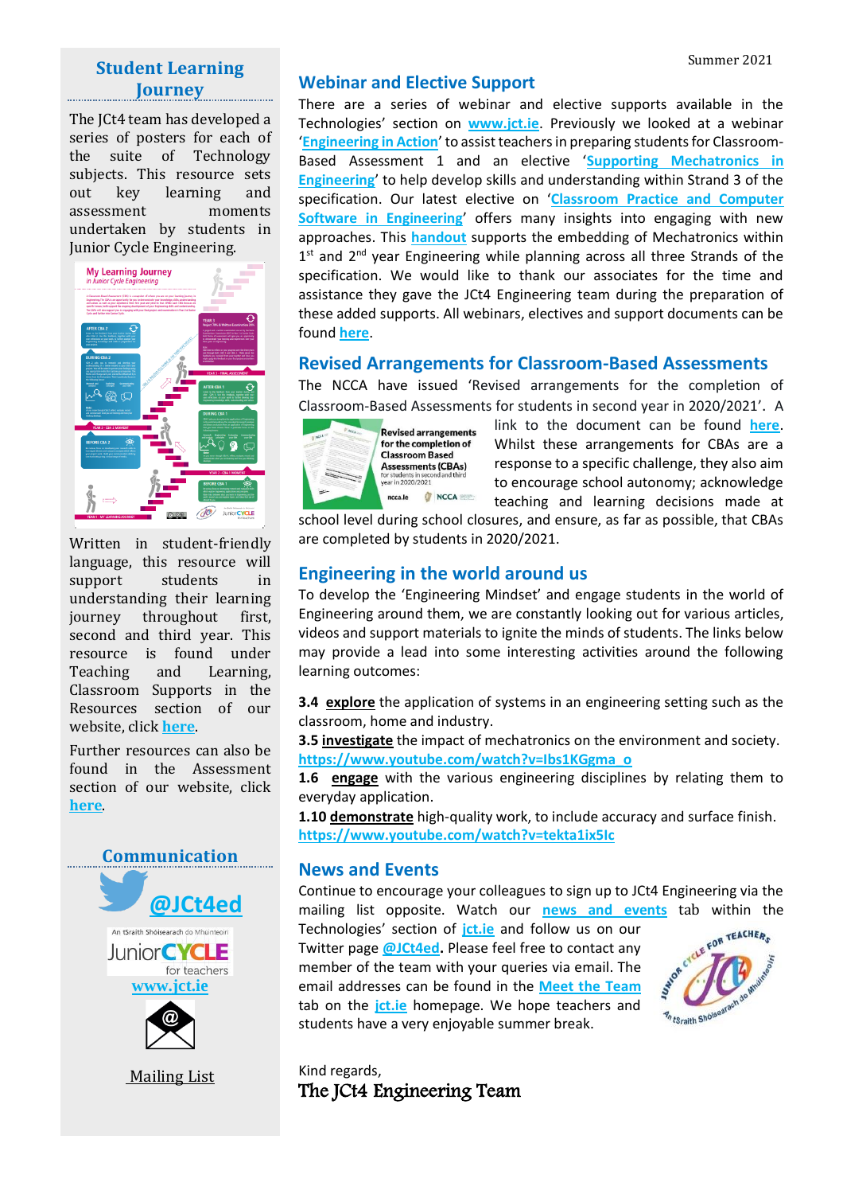## Student Learning Journey

The JCt4 team has developed a series of posters for each of the suite of Technology subjects. This resource sets out key learning and assessment moments undertaken by students in Junior Cycle Engineering.

Written in student-friendly language, this resource will support students in understanding their learning journey throughout first, second and third year. This resource is found under Teaching and Learning, Classroom Supports in the Resources section of our website, click here.

Further resources can also be found in the Assessment section of our website, click here.

## Communication

@JCt4ed

www.jct.ie

Mailing List

## Webinar and Elective Support

There are a series of webinar and elective supports available in the Technologies' section on www.jct.ie. Previously we looked at a webinar 'Engineering in Action' to assist teachers in preparing students for Classroom-Based Assessment 1 and an elective 'Supporting Mechatronics in Engineering' to help develop skills and understanding within Strand 3 of the specification. Our latest elective on 'Classroom Practice and Computer Software in Engineering' offers many insights into engaging with new approaches. This handout supports the embedding of Mechatronics within 1st and 2nd year Engineering while planning across all three Strands of the specification. We would like to thank our associates for the time and assistance they gave the JCt4 Engineering team during the preparation of these added supports. All webinars, electives and support documents can be found here.

## Revised Arrangements for Classroom-Based Assessments

The NCCA have issued 'Revised arrangements for the completion of Classroom-Based Assessments for students in second year in 2020/2021'. A link to the document can be found here. Whilst these arrangements for CBAs are a response to a specific challenge, they also aim to encourage school autonomy; acknowledge teaching and learning decisions made at school level during school closures, and ensure, as far as possible, that CBAs are completed by students in 2020/2021.

## Engineering in the world around us

To develop the 'Engineering Mindset' and engage students in the world of Engineering around them, we are constantly looking out for various articles, videos and support materials to ignite the minds of students. The links below may provide a lead into some interesting activities around the following learning outcomes:

**3.4** **explore** the application of systems in an engineering setting such as the classroom, home and industry.

**3.5** **investigate** the impact of mechatronics on the environment and society.
https://www.youtube.com/watch?v=Ibs1KGgma_o

**1.6** **engage** with the various engineering disciplines by relating them to everyday application.

**1.10** **demonstrate** high-quality work, to include accuracy and surface finish.
https://www.youtube.com/watch?v=tekta1ix5Ic

## News and Events

Continue to encourage your colleagues to sign up to JCt4 Engineering via the mailing list opposite. Watch our news and events tab within the Technologies' section of jct.ie and follow us on our Twitter page @JCt4ed. Please feel free to contact any member of the team with your queries via email. The email addresses can be found in the Meet the Team tab on the jct.ie homepage. We hope teachers and students have a very enjoyable summer break.

Kind regards,

The JCt4 Engineering Team